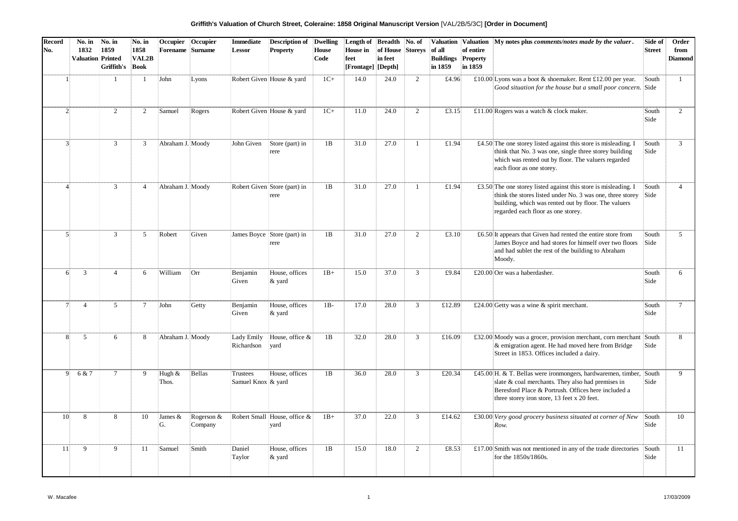**Griffith's Valuation of Church Street, Coleraine: 1858 Original Manuscript Version** [VAL/2B/5/3C] **[Order in Document]**

| Record No. | No. in 1832 Valuation | No. in 1859 Printed Griffith's | No. in 1858 VAL2B Book | Occupier Forename | Occupier Surname | Immediate Lessor | Description of Property | Dwelling House Code | Length of House in feet [Frontage] | Breadth of House in feet [Depth] | No. of Storeys | Valuation of all Buildings in 1859 | Valuation of entire Property in 1859 | My notes plus *comments/notes made by the valuer*. | Side of Street | Order from Diamond |
|---|---|---|---|---|---|---|---|---|---|---|---|---|---|---|---|---|
| 1 | | 1 | 1 | John | Lyons | Robert Given | House & yard | 1C+ | 14.0 | 24.0 | 2 | £4.96 | £10.00 | Lyons was a boot & shoemaker. Rent £12.00 per year. *Good situation for the house but a small poor concern.* | South Side | 1 |
| 2 | | 2 | 2 | Samuel | Rogers | Robert Given | House & yard | 1C+ | 11.0 | 24.0 | 2 | £3.15 | £11.00 | Rogers was a watch & clock maker. | South Side | 2 |
| 3 | | 3 | 3 | Abraham J. | Moody | John Given | Store (part) in rere | 1B | 31.0 | 27.0 | 1 | £1.94 | £4.50 | The one storey listed against this store is misleading. I think that No. 3 was one, single three storey building which was rented out by floor. The valuers regarded each floor as one storey. | South Side | 3 |
| 4 | | 3 | 4 | Abraham J. | Moody | Robert Given | Store (part) in rere | 1B | 31.0 | 27.0 | 1 | £1.94 | £3.50 | The one storey listed against this store is misleading. I think the stores listed under No. 3 was one, three storey building, which was rented out by floor. The valuers regarded each floor as one storey. | South Side | 4 |
| 5 | | 3 | 5 | Robert | Given | James Boyce | Store (part) in rere | 1B | 31.0 | 27.0 | 2 | £3.10 | £6.50 | It appears that Given had rented the entire store from James Boyce and had stores for himself over two floors and had sublet the rest of the building to Abraham Moody. | South Side | 5 |
| 6 | 3 | 4 | 6 | William | Orr | Benjamin Given | House, offices & yard | 1B+ | 15.0 | 37.0 | 3 | £9.84 | £20.00 | Orr was a haberdasher. | South Side | 6 |
| 7 | 4 | 5 | 7 | John | Getty | Benjamin Given | House, offices & yard | 1B- | 17.0 | 28.0 | 3 | £12.89 | £24.00 | Getty was a wine & spirit merchant. | South Side | 7 |
| 8 | 5 | 6 | 8 | Abraham J. | Moody | Lady Emily Richardson | House, office & yard | 1B | 32.0 | 28.0 | 3 | £16.09 | £32.00 | Moody was a grocer, provision merchant, corn merchant & emigration agent. He had moved here from Bridge Street in 1853. Offices included a dairy. | South Side | 8 |
| 9 | 6 & 7 | 7 | 9 | Hugh & Thos. | Bellas | Trustees Samuel Knox | House, offices & yard | 1B | 36.0 | 28.0 | 3 | £20.34 | £45.00 | H. & T. Bellas were ironmongers, hardwaremen, timber, slate & coal merchants. They also had premises in Beresford Place & Portrush. Offices here included a three storey iron store, 13 feet x 20 feet. | South Side | 9 |
| 10 | 8 | 8 | 10 | James & G. | Rogerson & Company | Robert Small | House, office & yard | 1B+ | 37.0 | 22.0 | 3 | £14.62 | £30.00 | *Very good grocery business situated at corner of New Row.* | South Side | 10 |
| 11 | 9 | 9 | 11 | Samuel | Smith | Daniel Taylor | House, offices & yard | 1B | 15.0 | 18.0 | 2 | £8.53 | £17.00 | Smith was not mentioned in any of the trade directories for the 1850s/1860s. | South Side | 11 |

W. Macafee — 17/03/2009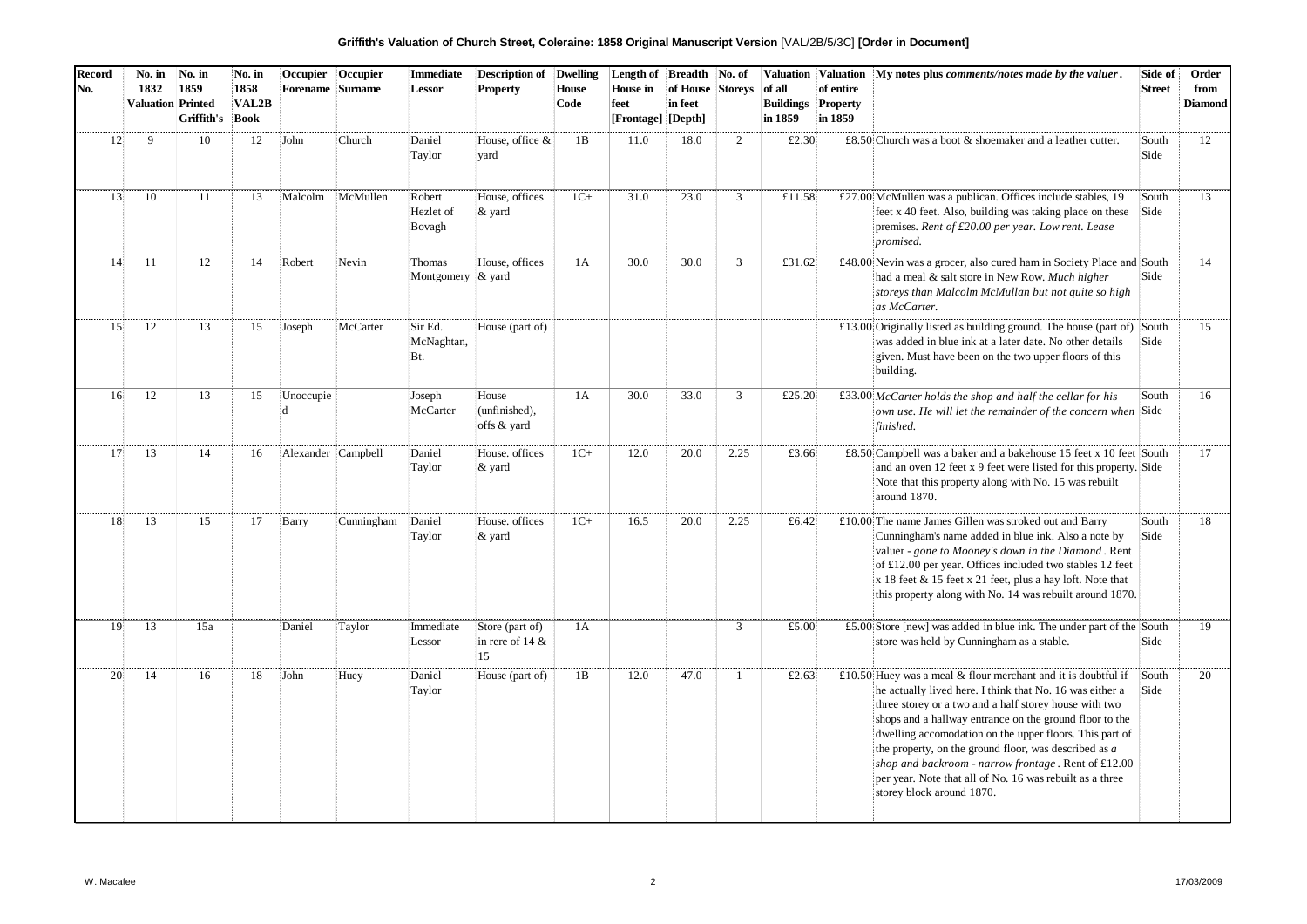**Griffith's Valuation of Church Street, Coleraine: 1858 Original Manuscript Version** [VAL/2B/5/3C] **[Order in Document]**

| Record No. | No. in 1832 Valuation | No. in 1859 Printed Griffith's | No. in 1858 VAL2B Book | Occupier Forename | Occupier Surname | Immediate Lessor | Description of Property | Dwelling House Code | Length of House in feet [Frontage] | Breadth of House in feet [Depth] | No. of Storeys | Valuation of all Buildings in 1859 | Valuation of entire Property in 1859 | My notes plus *comments/notes made by the valuer*. | Side of Street | Order from Diamond |
|---|---|---|---|---|---|---|---|---|---|---|---|---|---|---|---|---|
| 12 | 9 | 10 | 12 | John | Church | Daniel Taylor | House, office & yard | 1B | 11.0 | 18.0 | 2 | £2.30 | £8.50 | Church was a boot & shoemaker and a leather cutter. | South Side | 12 |
| 13 | 10 | 11 | 13 | Malcolm | McMullen | Robert Hezlet of Bovagh | House, offices & yard | 1C+ | 31.0 | 23.0 | 3 | £11.58 | £27.00 | McMullen was a publican. Offices include stables, 19 feet x 40 feet. Also, building was taking place on these premises. *Rent of £20.00 per year. Low rent. Lease promised.* | South Side | 13 |
| 14 | 11 | 12 | 14 | Robert | Nevin | Thomas Montgomery | House, offices & yard | 1A | 30.0 | 30.0 | 3 | £31.62 | £48.00 | Nevin was a grocer, also cured ham in Society Place and had a meal & salt store in New Row. *Much higher storeys than Malcolm McMullan but not quite so high as McCarter.* | South Side | 14 |
| 15 | 12 | 13 | 15 | Joseph | McCarter | Sir Ed. McNaghtan, Bt. | House (part of) | | | | | | £13.00 | Originally listed as building ground. The house (part of) was added in blue ink at a later date. No other details given. Must have been on the two upper floors of this building. | South Side | 15 |
| 16 | 12 | 13 | 15 | Unoccupied | | Joseph McCarter | House (unfinished), offs & yard | 1A | 30.0 | 33.0 | 3 | £25.20 | £33.00 | *McCarter holds the shop and half the cellar for his own use. He will let the remainder of the concern when finished.* | South Side | 16 |
| 17 | 13 | 14 | 16 | Alexander | Campbell | Daniel Taylor | House. offices & yard | 1C+ | 12.0 | 20.0 | 2.25 | £3.66 | £8.50 | Campbell was a baker and a bakehouse 15 feet x 10 feet and an oven 12 feet x 9 feet were listed for this property. Note that this property along with No. 15 was rebuilt around 1870. | South Side | 17 |
| 18 | 13 | 15 | 17 | Barry | Cunningham | Daniel Taylor | House. offices & yard | 1C+ | 16.5 | 20.0 | 2.25 | £6.42 | £10.00 | The name James Gillen was stroked out and Barry Cunningham's name added in blue ink. Also a note by valuer - *gone to Mooney's down in the Diamond*. Rent of £12.00 per year. Offices included two stables 12 feet x 18 feet & 15 feet x 21 feet, plus a hay loft. Note that this property along with No. 14 was rebuilt around 1870. | South Side | 18 |
| 19 | 13 | 15a | | Daniel | Taylor | Immediate Lessor | Store (part of) in rere of 14 & 15 | 1A | | | 3 | £5.00 | £5.00 | Store [new] was added in blue ink. The under part of the store was held by Cunningham as a stable. | South Side | 19 |
| 20 | 14 | 16 | 18 | John | Huey | Daniel Taylor | House (part of) | 1B | 12.0 | 47.0 | 1 | £2.63 | £10.50 | Huey was a meal & flour merchant and it is doubtful if he actually lived here. I think that No. 16 was either a three storey or a two and a half storey house with two shops and a hallway entrance on the ground floor to the dwelling accomodation on the upper floors. This part of the property, on the ground floor, was described as *a shop and backroom - narrow frontage*. Rent of £12.00 per year. Note that all of No. 16 was rebuilt as a three storey block around 1870. | South Side | 20 |

W. Macafee 17/03/2009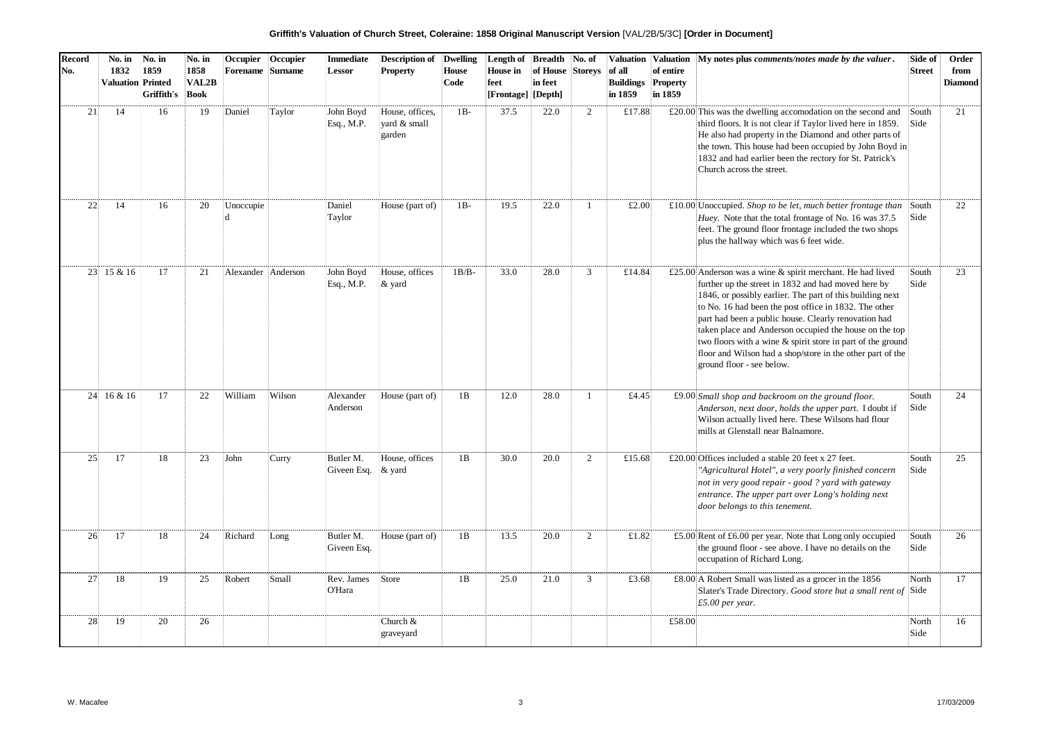**Griffith's Valuation of Church Street, Coleraine: 1858 Original Manuscript Version** [VAL/2B/5/3C] **[Order in Document]**

| Record No. | No. in 1832 Valuation | No. in 1859 Printed Griffith's | No. in 1858 VAL2B Book | Occupier Forename | Occupier Surname | Immediate Lessor | Description of Property | Dwelling House Code | Length of House in feet [Frontage] | Breadth of House in feet [Depth] | No. of Storeys | Valuation of all Buildings in 1859 | Valuation of entire Property in 1859 | My notes plus *comments/notes made by the valuer*. | Side of Street | Order from Diamond |
|---|---|---|---|---|---|---|---|---|---|---|---|---|---|---|---|---|
| 21 | 14 | 16 | 19 | Daniel | Taylor | John Boyd Esq., M.P. | House, offices, yard & small garden | 1B- | 37.5 | 22.0 | 2 | £17.88 | £20.00 | This was the dwelling accomodation on the second and third floors. It is not clear if Taylor lived here in 1859. He also had property in the Diamond and other parts of the town. This house had been occupied by John Boyd in 1832 and had earlier been the rectory for St. Patrick's Church across the street. | South Side | 21 |
| 22 | 14 | 16 | 20 | Unoccupied | | Daniel Taylor | House (part of) | 1B- | 19.5 | 22.0 | 1 | £2.00 | £10.00 | Unoccupied. *Shop to be let, much better frontage than Huey.* Note that the total frontage of No. 16 was 37.5 feet. The ground floor frontage included the two shops plus the hallway which was 6 feet wide. | South Side | 22 |
| 23 | 15 & 16 | 17 | 21 | Alexander | Anderson | John Boyd Esq., M.P. | House, offices & yard | 1B/B- | 33.0 | 28.0 | 3 | £14.84 | £25.00 | Anderson was a wine & spirit merchant. He had lived further up the street in 1832 and had moved here by 1846, or possibly earlier. The part of this building next to No. 16 had been the post office in 1832. The other part had been a public house. Clearly renovation had taken place and Anderson occupied the house on the top two floors with a wine & spirit store in part of the ground floor and Wilson had a shop/store in the other part of the ground floor - see below. | South Side | 23 |
| 24 | 16 & 16 | 17 | 22 | William | Wilson | Alexander Anderson | House (part of) | 1B | 12.0 | 28.0 | 1 | £4.45 | £9.00 | *Small shop and backroom on the ground floor. Anderson, next door, holds the upper part.* I doubt if Wilson actually lived here. These Wilsons had flour mills at Glenstall near Balnamore. | South Side | 24 |
| 25 | 17 | 18 | 23 | John | Curry | Butler M. Giveen Esq. | House, offices & yard | 1B | 30.0 | 20.0 | 2 | £15.68 | £20.00 | Offices included a stable 20 feet x 27 feet. *"Agricultural Hotel", a very poorly finished concern not in very good repair - good ? yard with gateway entrance. The upper part over Long's holding next door belongs to this tenement.* | South Side | 25 |
| 26 | 17 | 18 | 24 | Richard | Long | Butler M. Giveen Esq. | House (part of) | 1B | 13.5 | 20.0 | 2 | £1.82 | £5.00 | Rent of £6.00 per year. Note that Long only occupied the ground floor - see above. I have no details on the occupation of Richard Long. | South Side | 26 |
| 27 | 18 | 19 | 25 | Robert | Small | Rev. James O'Hara | Store | 1B | 25.0 | 21.0 | 3 | £3.68 | £8.00 | A Robert Small was listed as a grocer in the 1856 Slater's Trade Directory. *Good store but a small rent of £5.00 per year.* | North Side | 17 |
| 28 | 19 | 20 | 26 | | | | Church & graveyard | | | | | | £58.00 | | North Side | 16 |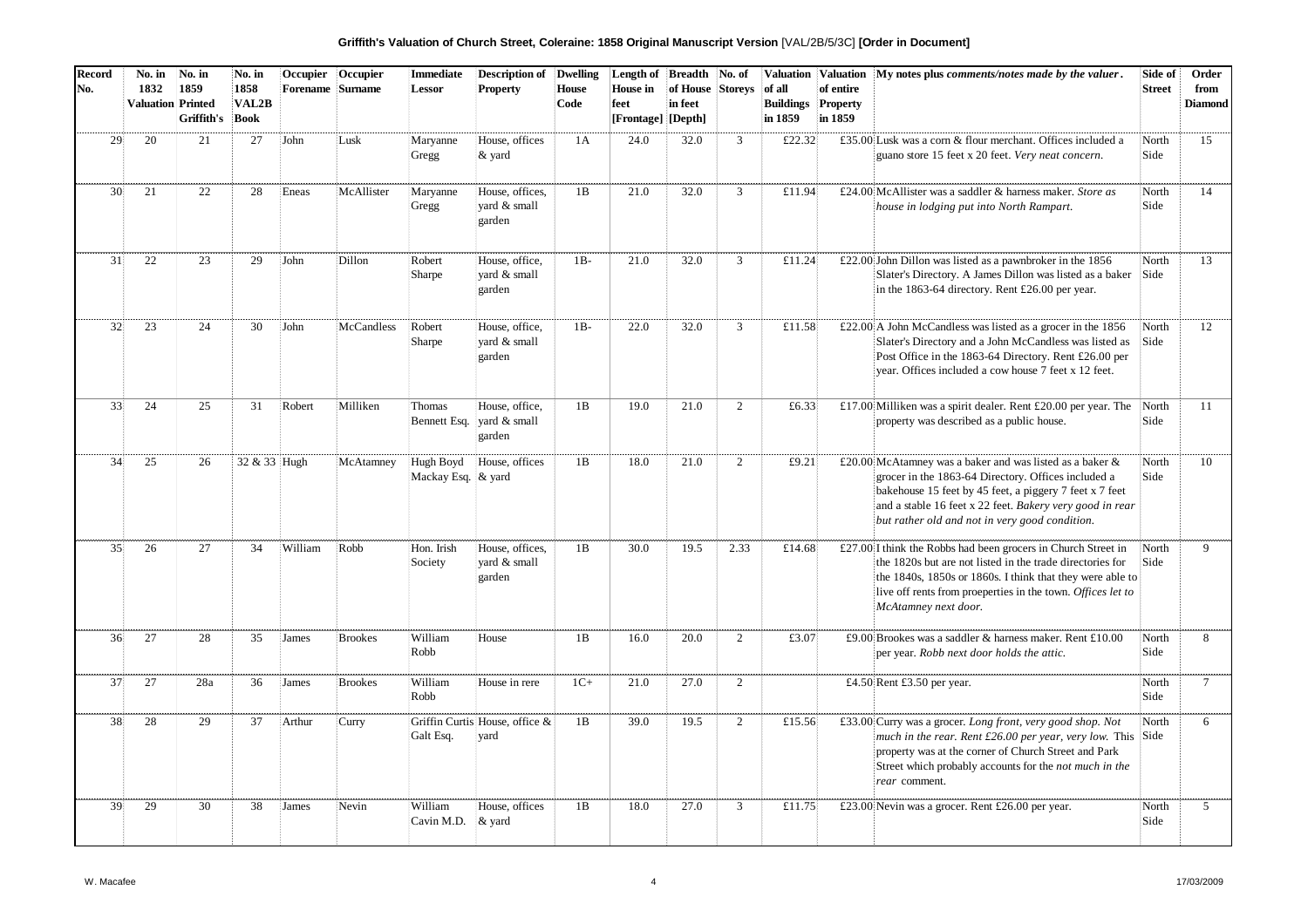**Griffith's Valuation of Church Street, Coleraine: 1858 Original Manuscript Version** [VAL/2B/5/3C] **[Order in Document]**

| Record No. | No. in 1832 Valuation | No. in 1859 Printed Griffith's | No. in 1858 VAL2B Book | Occupier Forename | Occupier Surname | Immediate Lessor | Description of Property | Dwelling House Code | Length of House in feet [Frontage] | Breadth of House in feet [Depth] | No. of Storeys | Valuation of all Buildings in 1859 | Valuation of entire Property in 1859 | My notes plus *comments/notes made by the valuer*. | Side of Street | Order from Diamond |
|---|---|---|---|---|---|---|---|---|---|---|---|---|---|---|---|---|
| 29 | 20 | 21 | 27 | John | Lusk | Maryanne Gregg | House, offices & yard | 1A | 24.0 | 32.0 | 3 | £22.32 | £35.00 | Lusk was a corn & flour merchant. Offices included a guano store 15 feet x 20 feet. *Very neat concern.* | North Side | 15 |
| 30 | 21 | 22 | 28 | Eneas | McAllister | Maryanne Gregg | House, offices, yard & small garden | 1B | 21.0 | 32.0 | 3 | £11.94 | £24.00 | McAllister was a saddler & harness maker. *Store as house in lodging put into North Rampart.* | North Side | 14 |
| 31 | 22 | 23 | 29 | John | Dillon | Robert Sharpe | House, office, yard & small garden | 1B- | 21.0 | 32.0 | 3 | £11.24 | £22.00 | John Dillon was listed as a pawnbroker in the 1856 Slater's Directory. A James Dillon was listed as a baker in the 1863-64 directory. Rent £26.00 per year. | North Side | 13 |
| 32 | 23 | 24 | 30 | John | McCandless | Robert Sharpe | House, office, yard & small garden | 1B- | 22.0 | 32.0 | 3 | £11.58 | £22.00 | A John McCandless was listed as a grocer in the 1856 Slater's Directory and a John McCandless was listed as Post Office in the 1863-64 Directory. Rent £26.00 per year. Offices included a cow house 7 feet x 12 feet. | North Side | 12 |
| 33 | 24 | 25 | 31 | Robert | Milliken | Thomas Bennett Esq. | House, office, yard & small garden | 1B | 19.0 | 21.0 | 2 | £6.33 | £17.00 | Milliken was a spirit dealer. Rent £20.00 per year. The property was described as a public house. | North Side | 11 |
| 34 | 25 | 26 | 32 & 33 | Hugh | McAtamney | Hugh Boyd Mackay Esq. | House, offices & yard | 1B | 18.0 | 21.0 | 2 | £9.21 | £20.00 | McAtamney was a baker and was listed as a baker & grocer in the 1863-64 Directory. Offices included a bakehouse 15 feet by 45 feet, a piggery 7 feet x 7 feet and a stable 16 feet x 22 feet. *Bakery very good in rear but rather old and not in very good condition.* | North Side | 10 |
| 35 | 26 | 27 | 34 | William | Robb | Hon. Irish Society | House, offices, yard & small garden | 1B | 30.0 | 19.5 | 2.33 | £14.68 | £27.00 | I think the Robbs had been grocers in Church Street in the 1820s but are not listed in the trade directories for the 1840s, 1850s or 1860s. I think that they were able to live off rents from proeperties in the town. *Offices let to McAtamney next door.* | North Side | 9 |
| 36 | 27 | 28 | 35 | James | Brookes | William Robb | House | 1B | 16.0 | 20.0 | 2 | £3.07 | £9.00 | Brookes was a saddler & harness maker. Rent £10.00 per year. *Robb next door holds the attic.* | North Side | 8 |
| 37 | 27 | 28a | 36 | James | Brookes | William Robb | House in rere | 1C+ | 21.0 | 27.0 | 2 | | £4.50 | Rent £3.50 per year. | North Side | 7 |
| 38 | 28 | 29 | 37 | Arthur | Curry | Griffin Curtis Galt Esq. | House, office & yard | 1B | 39.0 | 19.5 | 2 | £15.56 | £33.00 | Curry was a grocer. *Long front, very good shop. Not much in the rear. Rent £26.00 per year, very low.* This property was at the corner of Church Street and Park Street which probably accounts for the *not much in the rear* comment. | North Side | 6 |
| 39 | 29 | 30 | 38 | James | Nevin | William Cavin M.D. | House, offices & yard | 1B | 18.0 | 27.0 | 3 | £11.75 | £23.00 | Nevin was a grocer. Rent £26.00 per year. | North Side | 5 |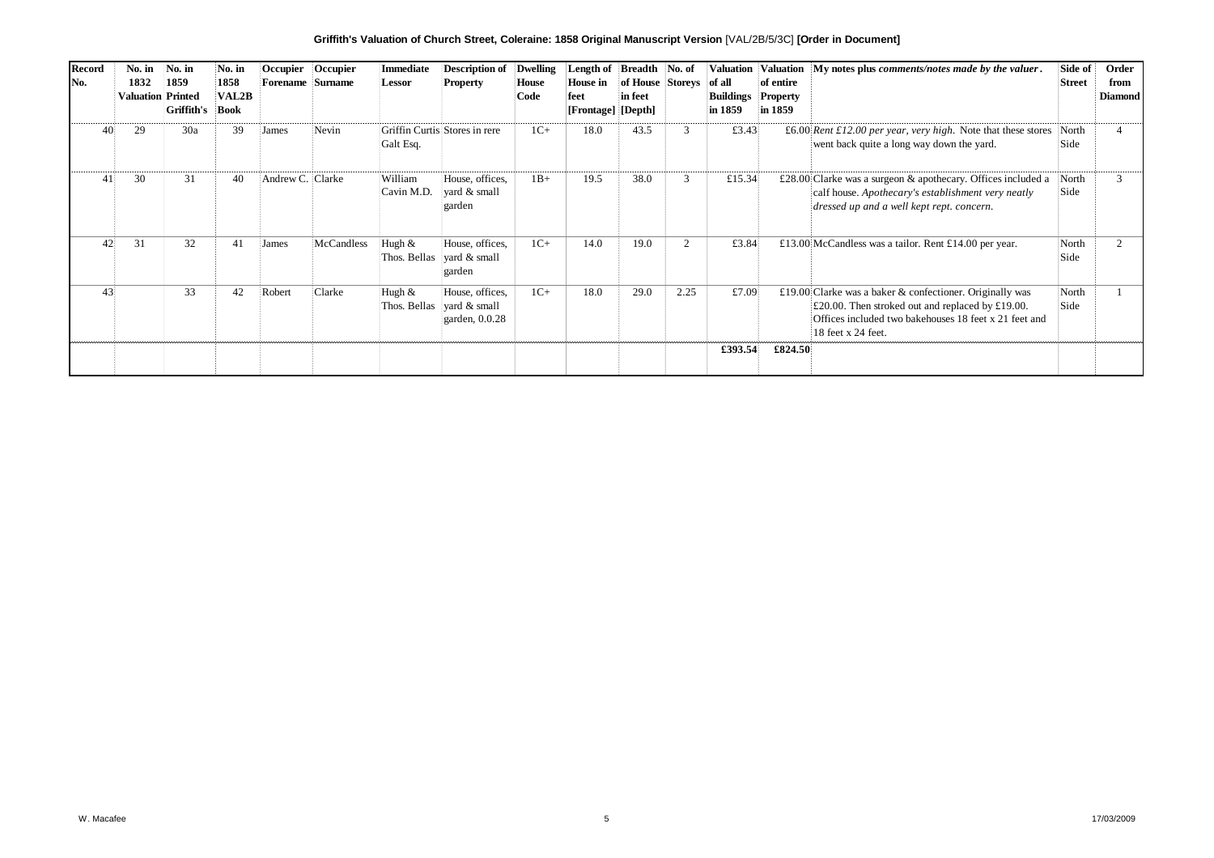**Griffith's Valuation of Church Street, Coleraine: 1858 Original Manuscript Version** [VAL/2B/5/3C] **[Order in Document]**

| Record No. | No. in 1832 Valuation | No. in 1859 Printed Griffith's | No. in 1858 VAL2B Book | Occupier Forename | Occupier Surname | Immediate Lessor | Description of Property | Dwelling House Code | Length of House in feet [Frontage] | Breadth of House in feet [Depth] | No. of Storeys | Valuation of all Buildings in 1859 | Valuation of entire Property in 1859 | My notes plus *comments/notes made by the valuer*. | Side of Street | Order from Diamond |
|---|---|---|---|---|---|---|---|---|---|---|---|---|---|---|---|---|
| 40 | 29 | 30a | 39 | James | Nevin | Griffin Curtis Galt Esq. | Stores in rere | 1C+ | 18.0 | 43.5 | 3 | £3.43 | £6.00 | *Rent £12.00 per year, very high.* Note that these stores went back quite a long way down the yard. | North Side | 4 |
| 41 | 30 | 31 | 40 | Andrew C. | Clarke | William Cavin M.D. | House, offices, yard & small garden | 1B+ | 19.5 | 38.0 | 3 | £15.34 | £28.00 | Clarke was a surgeon & apothecary. Offices included a calf house. *Apothecary's establishment very neatly dressed up and a well kept rept. concern.* | North Side | 3 |
| 42 | 31 | 32 | 41 | James | McCandless | Hugh & Thos. Bellas | House, offices, yard & small garden | 1C+ | 14.0 | 19.0 | 2 | £3.84 | £13.00 | McCandless was a tailor. Rent £14.00 per year. | North Side | 2 |
| 43 | | 33 | 42 | Robert | Clarke | Hugh & Thos. Bellas | House, offices, yard & small garden, 0.0.28 | 1C+ | 18.0 | 29.0 | 2.25 | £7.09 | £19.00 | Clarke was a baker & confectioner. Originally was £20.00. Then stroked out and replaced by £19.00. Offices included two bakehouses 18 feet x 21 feet and 18 feet x 24 feet. | North Side | 1 |
| | | | | | | | | | | | | **£393.54** | **£824.50** | | | |